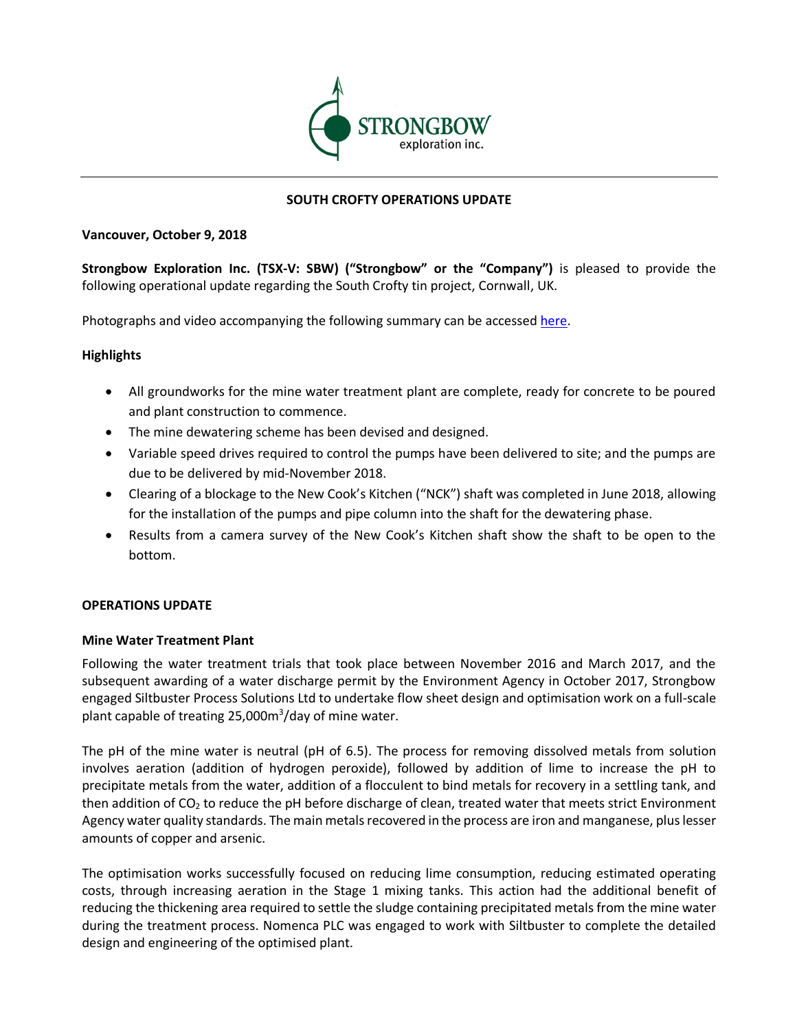## SOUTH CROFTY OPERATIONS UPDATE

**Vancouver, October 9, 2018**

**Strongbow Exploration Inc. (TSX-V: SBW) ("Strongbow" or the "Company")** is pleased to provide the following operational update regarding the South Crofty tin project, Cornwall, UK.

Photographs and video accompanying the following summary can be accessed here.

### Highlights

- All groundworks for the mine water treatment plant are complete, ready for concrete to be poured and plant construction to commence.
- The mine dewatering scheme has been devised and designed.
- Variable speed drives required to control the pumps have been delivered to site; and the pumps are due to be delivered by mid-November 2018.
- Clearing of a blockage to the New Cook's Kitchen ("NCK") shaft was completed in June 2018, allowing for the installation of the pumps and pipe column into the shaft for the dewatering phase.
- Results from a camera survey of the New Cook's Kitchen shaft show the shaft to be open to the bottom.

### OPERATIONS UPDATE

#### Mine Water Treatment Plant

Following the water treatment trials that took place between November 2016 and March 2017, and the subsequent awarding of a water discharge permit by the Environment Agency in October 2017, Strongbow engaged Siltbuster Process Solutions Ltd to undertake flow sheet design and optimisation work on a full-scale plant capable of treating 25,000m$^3$/day of mine water.

The pH of the mine water is neutral (pH of 6.5). The process for removing dissolved metals from solution involves aeration (addition of hydrogen peroxide), followed by addition of lime to increase the pH to precipitate metals from the water, addition of a flocculent to bind metals for recovery in a settling tank, and then addition of $CO_2$ to reduce the pH before discharge of clean, treated water that meets strict Environment Agency water quality standards. The main metals recovered in the process are iron and manganese, plus lesser amounts of copper and arsenic.

The optimisation works successfully focused on reducing lime consumption, reducing estimated operating costs, through increasing aeration in the Stage 1 mixing tanks. This action had the additional benefit of reducing the thickening area required to settle the sludge containing precipitated metals from the mine water during the treatment process. Nomenca PLC was engaged to work with Siltbuster to complete the detailed design and engineering of the optimised plant.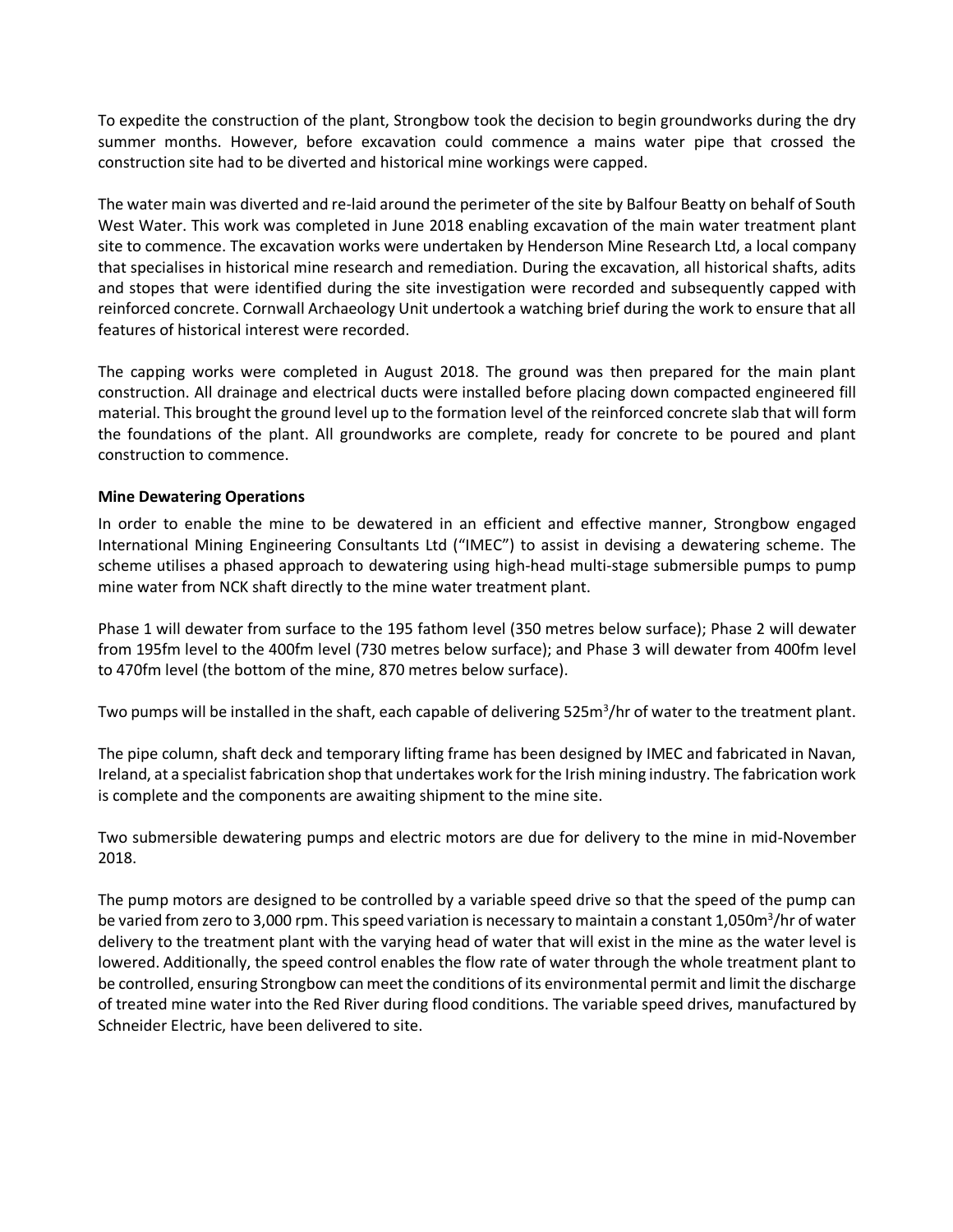To expedite the construction of the plant, Strongbow took the decision to begin groundworks during the dry summer months. However, before excavation could commence a mains water pipe that crossed the construction site had to be diverted and historical mine workings were capped.

The water main was diverted and re-laid around the perimeter of the site by Balfour Beatty on behalf of South West Water. This work was completed in June 2018 enabling excavation of the main water treatment plant site to commence. The excavation works were undertaken by Henderson Mine Research Ltd, a local company that specialises in historical mine research and remediation. During the excavation, all historical shafts, adits and stopes that were identified during the site investigation were recorded and subsequently capped with reinforced concrete. Cornwall Archaeology Unit undertook a watching brief during the work to ensure that all features of historical interest were recorded.

The capping works were completed in August 2018. The ground was then prepared for the main plant construction. All drainage and electrical ducts were installed before placing down compacted engineered fill material. This brought the ground level up to the formation level of the reinforced concrete slab that will form the foundations of the plant. All groundworks are complete, ready for concrete to be poured and plant construction to commence.

**Mine Dewatering Operations**

In order to enable the mine to be dewatered in an efficient and effective manner, Strongbow engaged International Mining Engineering Consultants Ltd ("IMEC") to assist in devising a dewatering scheme. The scheme utilises a phased approach to dewatering using high-head multi-stage submersible pumps to pump mine water from NCK shaft directly to the mine water treatment plant.

Phase 1 will dewater from surface to the 195 fathom level (350 metres below surface); Phase 2 will dewater from 195fm level to the 400fm level (730 metres below surface); and Phase 3 will dewater from 400fm level to 470fm level (the bottom of the mine, 870 metres below surface).

Two pumps will be installed in the shaft, each capable of delivering 525m$^3$/hr of water to the treatment plant.

The pipe column, shaft deck and temporary lifting frame has been designed by IMEC and fabricated in Navan, Ireland, at a specialist fabrication shop that undertakes work for the Irish mining industry. The fabrication work is complete and the components are awaiting shipment to the mine site.

Two submersible dewatering pumps and electric motors are due for delivery to the mine in mid-November 2018.

The pump motors are designed to be controlled by a variable speed drive so that the speed of the pump can be varied from zero to 3,000 rpm. This speed variation is necessary to maintain a constant 1,050m$^3$/hr of water delivery to the treatment plant with the varying head of water that will exist in the mine as the water level is lowered. Additionally, the speed control enables the flow rate of water through the whole treatment plant to be controlled, ensuring Strongbow can meet the conditions of its environmental permit and limit the discharge of treated mine water into the Red River during flood conditions. The variable speed drives, manufactured by Schneider Electric, have been delivered to site.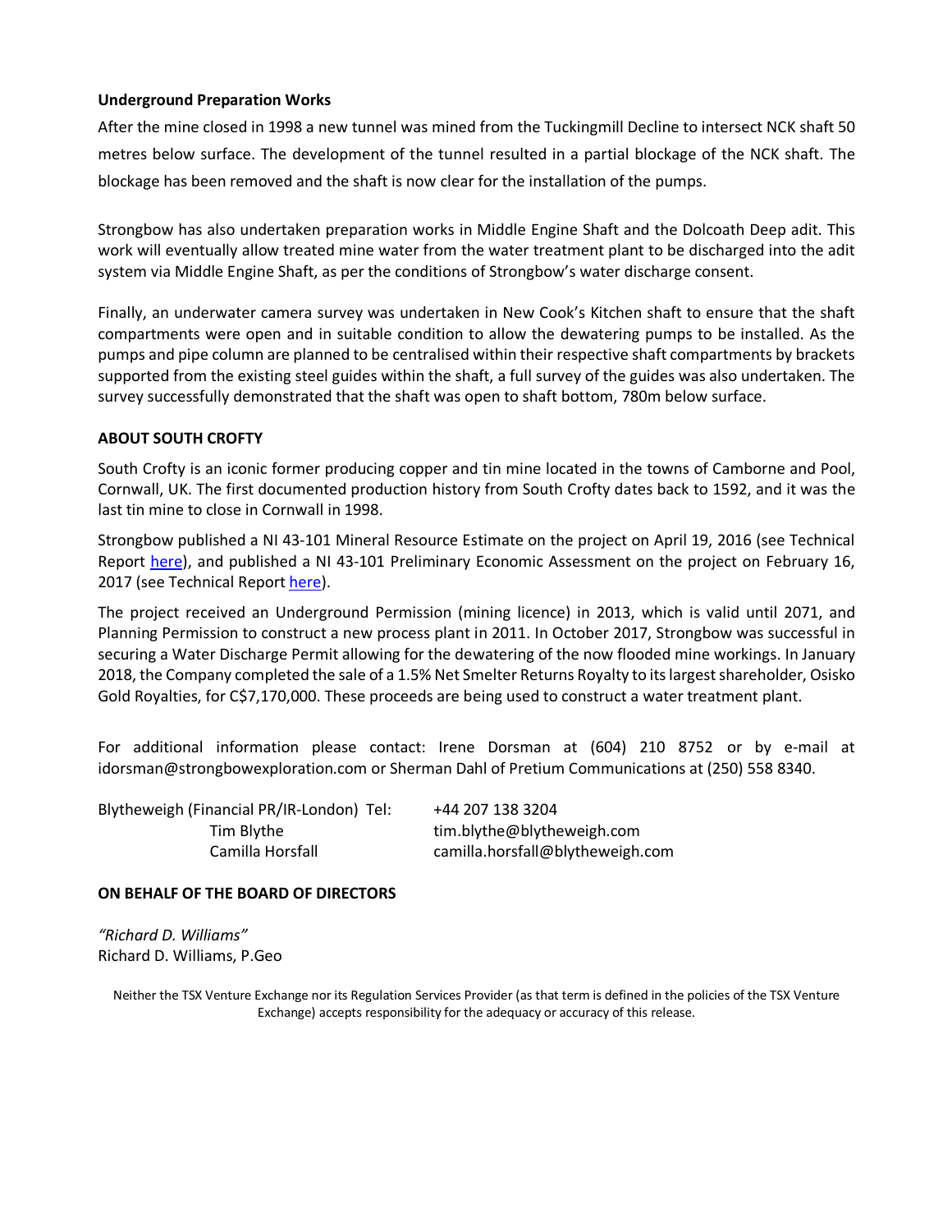**Underground Preparation Works**

After the mine closed in 1998 a new tunnel was mined from the Tuckingmill Decline to intersect NCK shaft 50 metres below surface. The development of the tunnel resulted in a partial blockage of the NCK shaft. The blockage has been removed and the shaft is now clear for the installation of the pumps.

Strongbow has also undertaken preparation works in Middle Engine Shaft and the Dolcoath Deep adit. This work will eventually allow treated mine water from the water treatment plant to be discharged into the adit system via Middle Engine Shaft, as per the conditions of Strongbow's water discharge consent.

Finally, an underwater camera survey was undertaken in New Cook's Kitchen shaft to ensure that the shaft compartments were open and in suitable condition to allow the dewatering pumps to be installed. As the pumps and pipe column are planned to be centralised within their respective shaft compartments by brackets supported from the existing steel guides within the shaft, a full survey of the guides was also undertaken. The survey successfully demonstrated that the shaft was open to shaft bottom, 780m below surface.

**ABOUT SOUTH CROFTY**

South Crofty is an iconic former producing copper and tin mine located in the towns of Camborne and Pool, Cornwall, UK. The first documented production history from South Crofty dates back to 1592, and it was the last tin mine to close in Cornwall in 1998.

Strongbow published a NI 43-101 Mineral Resource Estimate on the project on April 19, 2016 (see Technical Report here), and published a NI 43-101 Preliminary Economic Assessment on the project on February 16, 2017 (see Technical Report here).

The project received an Underground Permission (mining licence) in 2013, which is valid until 2071, and Planning Permission to construct a new process plant in 2011. In October 2017, Strongbow was successful in securing a Water Discharge Permit allowing for the dewatering of the now flooded mine workings. In January 2018, the Company completed the sale of a 1.5% Net Smelter Returns Royalty to its largest shareholder, Osisko Gold Royalties, for C$7,170,000. These proceeds are being used to construct a water treatment plant.

For additional information please contact: Irene Dorsman at (604) 210 8752 or by e-mail at idorsman@strongbowexploration.com or Sherman Dahl of Pretium Communications at (250) 558 8340.

| | |
|---|---|
| Blytheweigh (Financial PR/IR-London) Tel: | +44 207 138 3204 |
| Tim Blythe | tim.blythe@blytheweigh.com |
| Camilla Horsfall | camilla.horsfall@blytheweigh.com |

**ON BEHALF OF THE BOARD OF DIRECTORS**

*"Richard D. Williams"*
Richard D. Williams, P.Geo

Neither the TSX Venture Exchange nor its Regulation Services Provider (as that term is defined in the policies of the TSX Venture Exchange) accepts responsibility for the adequacy or accuracy of this release.